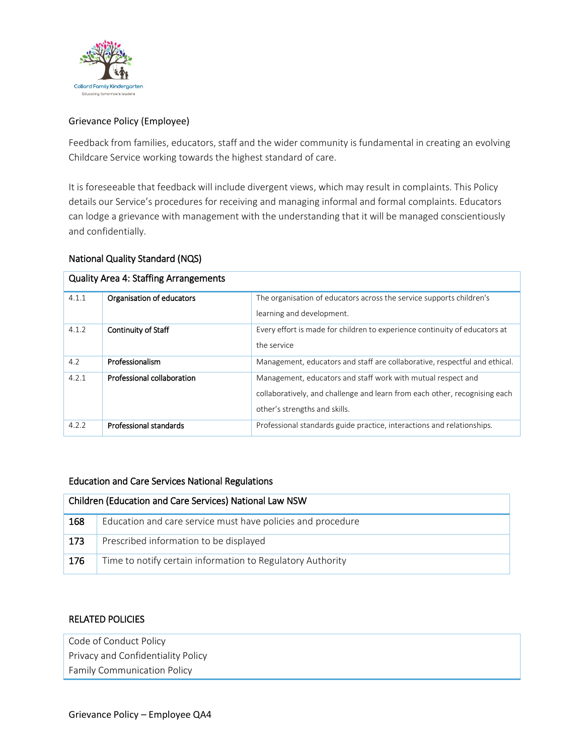# Grievance Policy (Employee)

Feedback from families, educators, staff and the wider community is fundamental in creating an evolving Childcare Service working towards the highest standard of care.

It is foreseeable that feedback will include divergent views, which may result in complaints. This Policy details our Service's procedures for receiving and managing informal and formal complaints. Educators can lodge a grievance with management with the understanding that it will be managed conscientiously and confidentially.

## National Quality Standard (NQS)

| Quality Area 4: Staffing Arrangements | | |
|---|---|---|
| 4.1.1 | **Organisation of educators** | The organisation of educators across the service supports children's learning and development. |
| 4.1.2 | **Continuity of Staff** | Every effort is made for children to experience continuity of educators at the service |
| 4.2 | **Professionalism** | Management, educators and staff are collaborative, respectful and ethical. |
| 4.2.1 | **Professional collaboration** | Management, educators and staff work with mutual respect and collaboratively, and challenge and learn from each other, recognising each other's strengths and skills. |
| 4.2.2 | **Professional standards** | Professional standards guide practice, interactions and relationships. |

## Education and Care Services National Regulations

| Children (Education and Care Services) National Law NSW | |
|---|---|
| **168** | Education and care service must have policies and procedure |
| **173** | Prescribed information to be displayed |
| **176** | Time to notify certain information to Regulatory Authority |

## RELATED POLICIES

| |
|---|
| Code of Conduct Policy<br>Privacy and Confidentiality Policy<br>Family Communication Policy |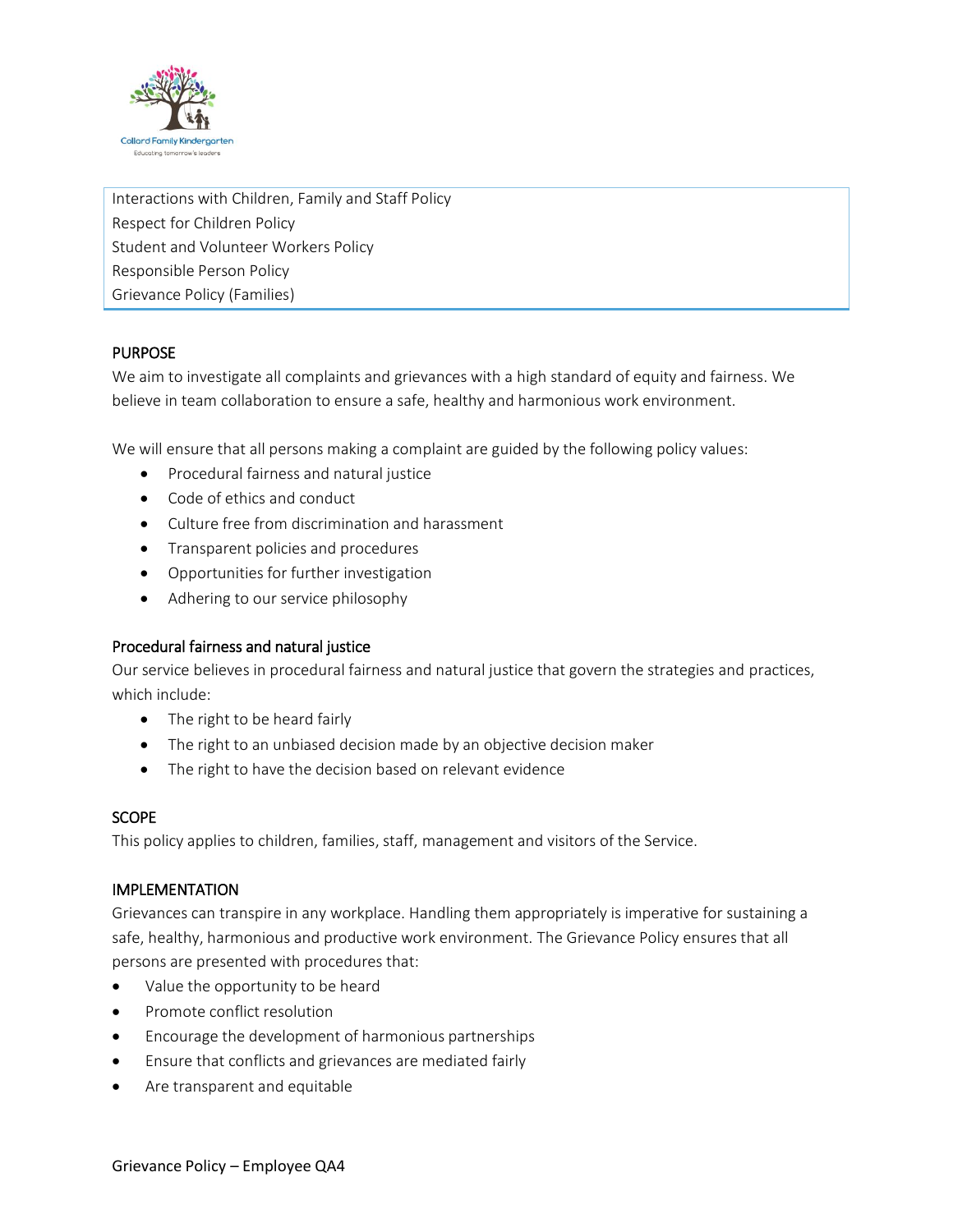Interactions with Children, Family and Staff Policy
Respect for Children Policy
Student and Volunteer Workers Policy
Responsible Person Policy
Grievance Policy (Families)

## PURPOSE

We aim to investigate all complaints and grievances with a high standard of equity and fairness. We believe in team collaboration to ensure a safe, healthy and harmonious work environment.

We will ensure that all persons making a complaint are guided by the following policy values:

- Procedural fairness and natural justice
- Code of ethics and conduct
- Culture free from discrimination and harassment
- Transparent policies and procedures
- Opportunities for further investigation
- Adhering to our service philosophy

### Procedural fairness and natural justice

Our service believes in procedural fairness and natural justice that govern the strategies and practices, which include:

- The right to be heard fairly
- The right to an unbiased decision made by an objective decision maker
- The right to have the decision based on relevant evidence

## SCOPE

This policy applies to children, families, staff, management and visitors of the Service.

## IMPLEMENTATION

Grievances can transpire in any workplace. Handling them appropriately is imperative for sustaining a safe, healthy, harmonious and productive work environment. The Grievance Policy ensures that all persons are presented with procedures that:

- Value the opportunity to be heard
- Promote conflict resolution
- Encourage the development of harmonious partnerships
- Ensure that conflicts and grievances are mediated fairly
- Are transparent and equitable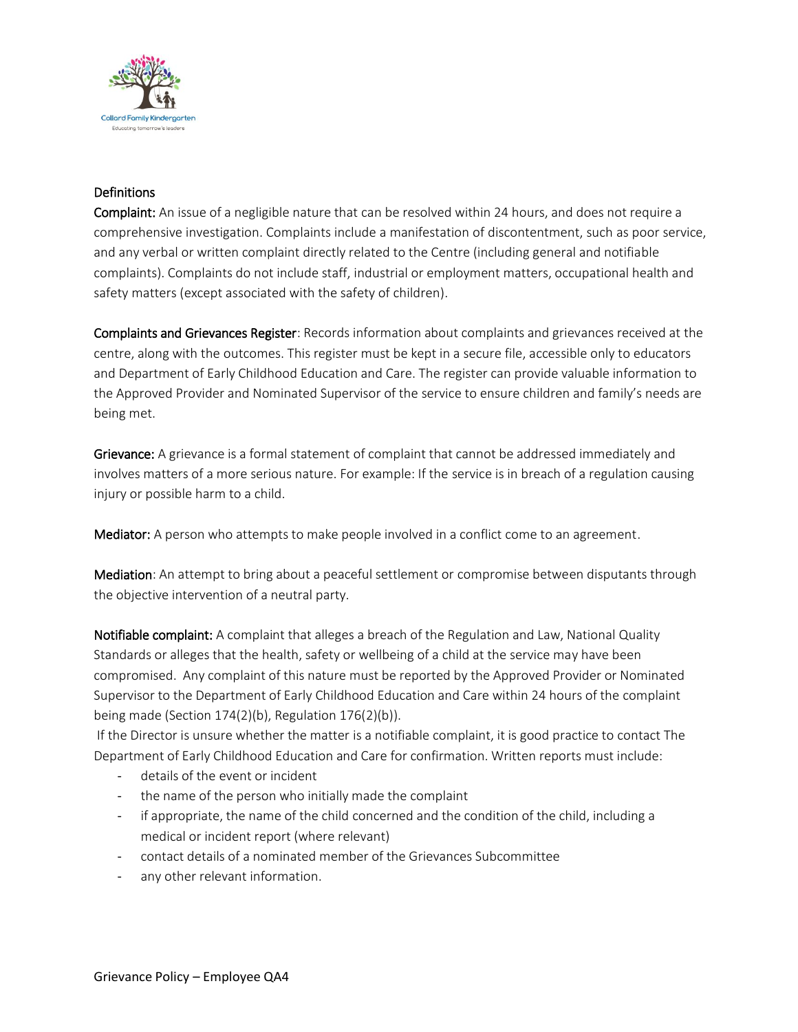## Definitions

**Complaint:** An issue of a negligible nature that can be resolved within 24 hours, and does not require a comprehensive investigation. Complaints include a manifestation of discontentment, such as poor service, and any verbal or written complaint directly related to the Centre (including general and notifiable complaints). Complaints do not include staff, industrial or employment matters, occupational health and safety matters (except associated with the safety of children).

**Complaints and Grievances Register**: Records information about complaints and grievances received at the centre, along with the outcomes. This register must be kept in a secure file, accessible only to educators and Department of Early Childhood Education and Care. The register can provide valuable information to the Approved Provider and Nominated Supervisor of the service to ensure children and family's needs are being met.

**Grievance:** A grievance is a formal statement of complaint that cannot be addressed immediately and involves matters of a more serious nature. For example: If the service is in breach of a regulation causing injury or possible harm to a child.

**Mediator:** A person who attempts to make people involved in a conflict come to an agreement.

**Mediation**: An attempt to bring about a peaceful settlement or compromise between disputants through the objective intervention of a neutral party.

**Notifiable complaint:** A complaint that alleges a breach of the Regulation and Law, National Quality Standards or alleges that the health, safety or wellbeing of a child at the service may have been compromised. Any complaint of this nature must be reported by the Approved Provider or Nominated Supervisor to the Department of Early Childhood Education and Care within 24 hours of the complaint being made (Section 174(2)(b), Regulation 176(2)(b)).

If the Director is unsure whether the matter is a notifiable complaint, it is good practice to contact The Department of Early Childhood Education and Care for confirmation. Written reports must include:

- details of the event or incident
- the name of the person who initially made the complaint
- if appropriate, the name of the child concerned and the condition of the child, including a medical or incident report (where relevant)
- contact details of a nominated member of the Grievances Subcommittee
- any other relevant information.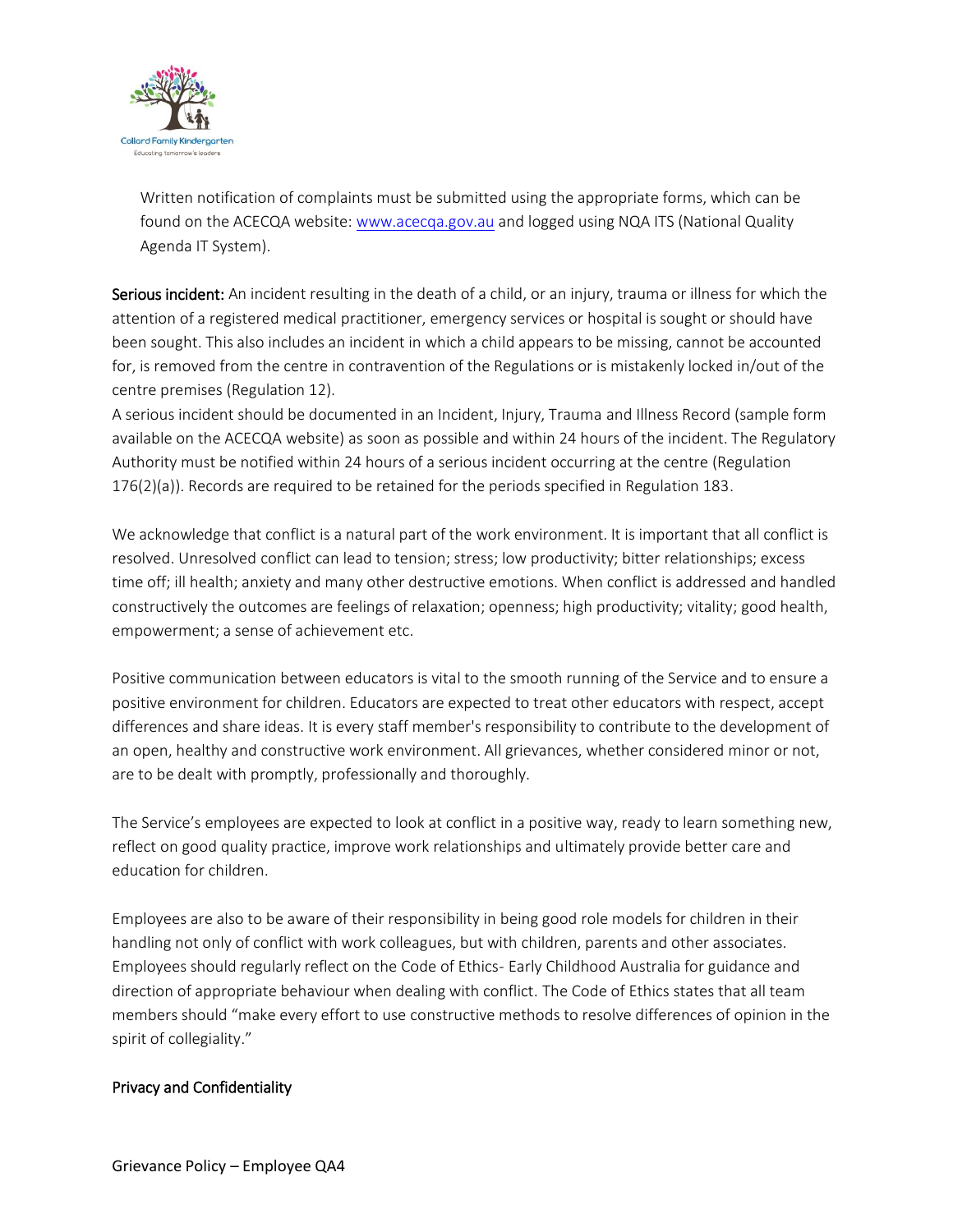Written notification of complaints must be submitted using the appropriate forms, which can be found on the ACECQA website: [www.acecqa.gov.au](http://www.acecqa.gov.au) and logged using NQA ITS (National Quality Agenda IT System).

**Serious incident:** An incident resulting in the death of a child, or an injury, trauma or illness for which the attention of a registered medical practitioner, emergency services or hospital is sought or should have been sought. This also includes an incident in which a child appears to be missing, cannot be accounted for, is removed from the centre in contravention of the Regulations or is mistakenly locked in/out of the centre premises (Regulation 12).
A serious incident should be documented in an Incident, Injury, Trauma and Illness Record (sample form available on the ACECQA website) as soon as possible and within 24 hours of the incident. The Regulatory Authority must be notified within 24 hours of a serious incident occurring at the centre (Regulation 176(2)(a)). Records are required to be retained for the periods specified in Regulation 183.

We acknowledge that conflict is a natural part of the work environment. It is important that all conflict is resolved. Unresolved conflict can lead to tension; stress; low productivity; bitter relationships; excess time off; ill health; anxiety and many other destructive emotions. When conflict is addressed and handled constructively the outcomes are feelings of relaxation; openness; high productivity; vitality; good health, empowerment; a sense of achievement etc.

Positive communication between educators is vital to the smooth running of the Service and to ensure a positive environment for children. Educators are expected to treat other educators with respect, accept differences and share ideas. It is every staff member's responsibility to contribute to the development of an open, healthy and constructive work environment. All grievances, whether considered minor or not, are to be dealt with promptly, professionally and thoroughly.

The Service's employees are expected to look at conflict in a positive way, ready to learn something new, reflect on good quality practice, improve work relationships and ultimately provide better care and education for children.

Employees are also to be aware of their responsibility in being good role models for children in their handling not only of conflict with work colleagues, but with children, parents and other associates. Employees should regularly reflect on the Code of Ethics- Early Childhood Australia for guidance and direction of appropriate behaviour when dealing with conflict. The Code of Ethics states that all team members should "make every effort to use constructive methods to resolve differences of opinion in the spirit of collegiality."

## Privacy and Confidentiality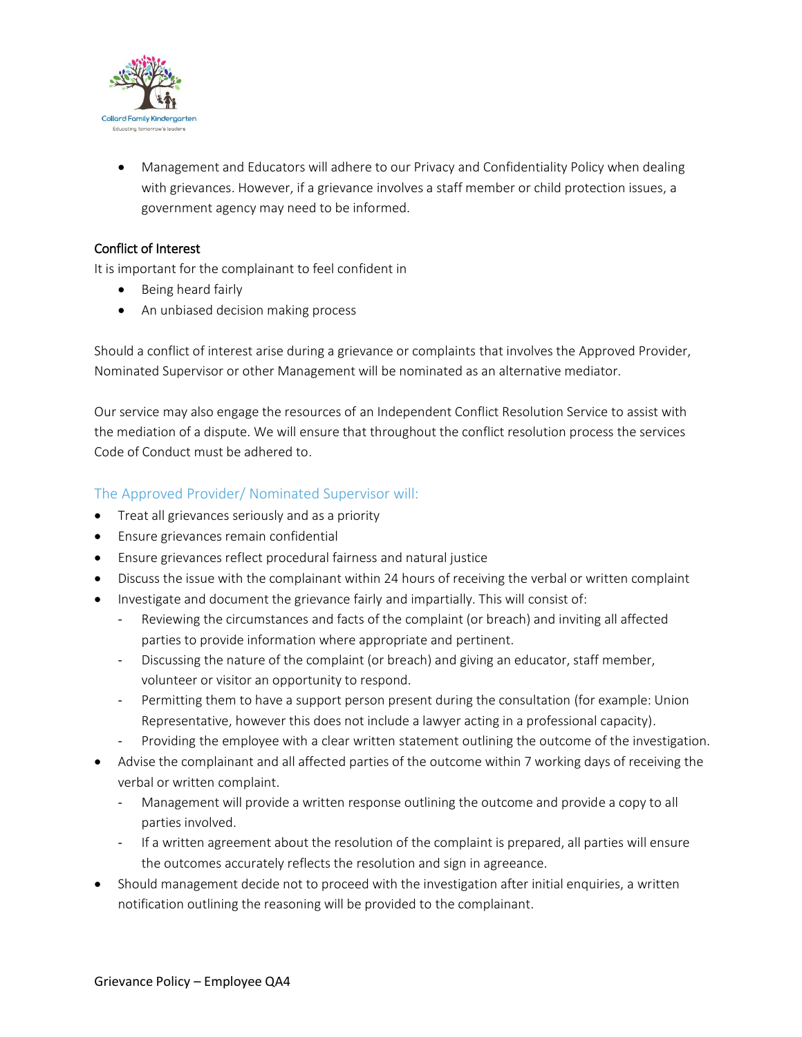- Management and Educators will adhere to our Privacy and Confidentiality Policy when dealing with grievances. However, if a grievance involves a staff member or child protection issues, a government agency may need to be informed.

**Conflict of Interest**

It is important for the complainant to feel confident in

- Being heard fairly
- An unbiased decision making process

Should a conflict of interest arise during a grievance or complaints that involves the Approved Provider, Nominated Supervisor or other Management will be nominated as an alternative mediator.

Our service may also engage the resources of an Independent Conflict Resolution Service to assist with the mediation of a dispute. We will ensure that throughout the conflict resolution process the services Code of Conduct must be adhered to.

### The Approved Provider/ Nominated Supervisor will:

- Treat all grievances seriously and as a priority
- Ensure grievances remain confidential
- Ensure grievances reflect procedural fairness and natural justice
- Discuss the issue with the complainant within 24 hours of receiving the verbal or written complaint
- Investigate and document the grievance fairly and impartially. This will consist of:
  - Reviewing the circumstances and facts of the complaint (or breach) and inviting all affected parties to provide information where appropriate and pertinent.
  - Discussing the nature of the complaint (or breach) and giving an educator, staff member, volunteer or visitor an opportunity to respond.
  - Permitting them to have a support person present during the consultation (for example: Union Representative, however this does not include a lawyer acting in a professional capacity).
  - Providing the employee with a clear written statement outlining the outcome of the investigation.
- Advise the complainant and all affected parties of the outcome within 7 working days of receiving the verbal or written complaint.
  - Management will provide a written response outlining the outcome and provide a copy to all parties involved.
  - If a written agreement about the resolution of the complaint is prepared, all parties will ensure the outcomes accurately reflects the resolution and sign in agreeance.
- Should management decide not to proceed with the investigation after initial enquiries, a written notification outlining the reasoning will be provided to the complainant.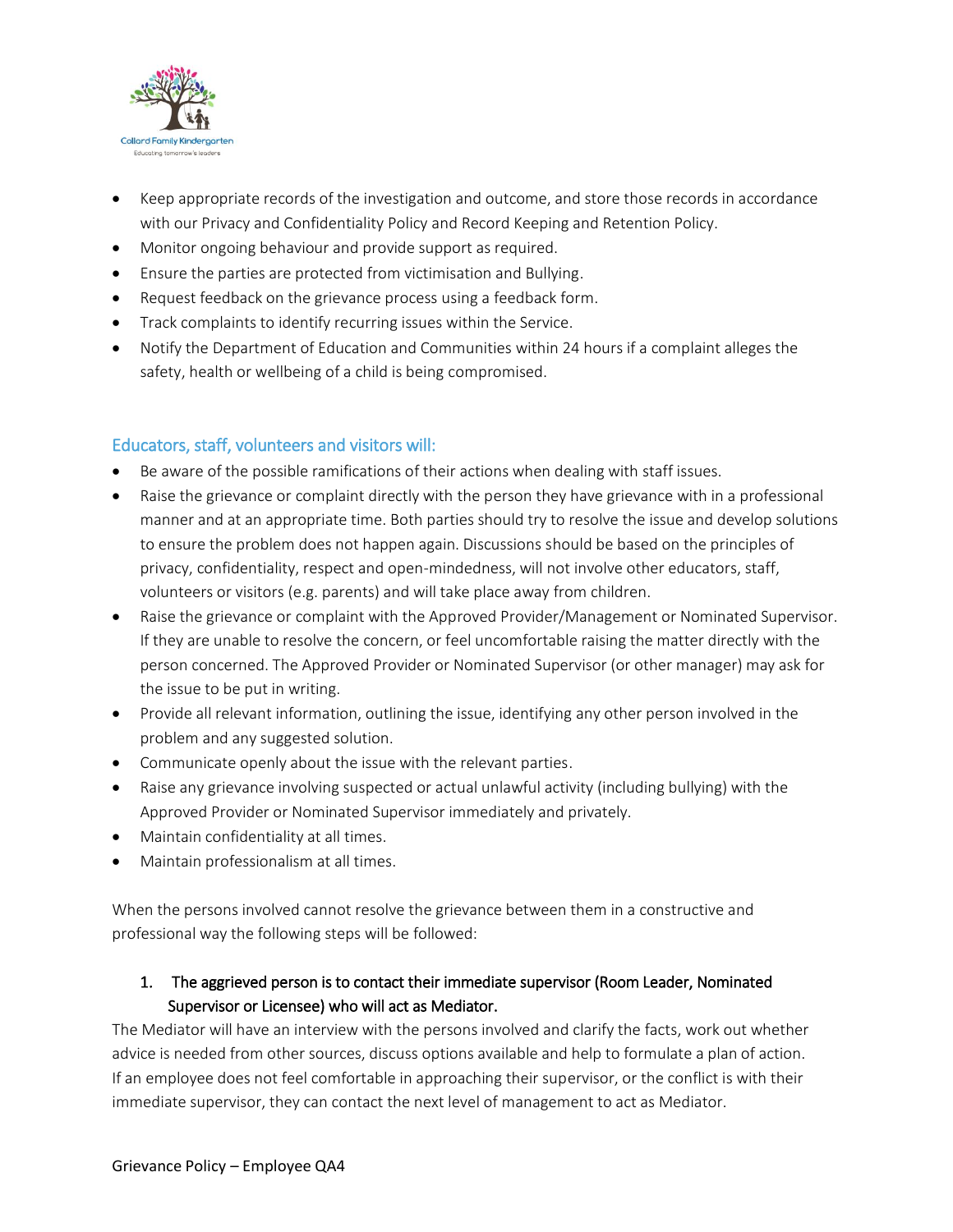- Keep appropriate records of the investigation and outcome, and store those records in accordance with our Privacy and Confidentiality Policy and Record Keeping and Retention Policy.
- Monitor ongoing behaviour and provide support as required.
- Ensure the parties are protected from victimisation and Bullying.
- Request feedback on the grievance process using a feedback form.
- Track complaints to identify recurring issues within the Service.
- Notify the Department of Education and Communities within 24 hours if a complaint alleges the safety, health or wellbeing of a child is being compromised.

### Educators, staff, volunteers and visitors will:

- Be aware of the possible ramifications of their actions when dealing with staff issues.
- Raise the grievance or complaint directly with the person they have grievance with in a professional manner and at an appropriate time. Both parties should try to resolve the issue and develop solutions to ensure the problem does not happen again. Discussions should be based on the principles of privacy, confidentiality, respect and open-mindedness, will not involve other educators, staff, volunteers or visitors (e.g. parents) and will take place away from children.
- Raise the grievance or complaint with the Approved Provider/Management or Nominated Supervisor. If they are unable to resolve the concern, or feel uncomfortable raising the matter directly with the person concerned. The Approved Provider or Nominated Supervisor (or other manager) may ask for the issue to be put in writing.
- Provide all relevant information, outlining the issue, identifying any other person involved in the problem and any suggested solution.
- Communicate openly about the issue with the relevant parties.
- Raise any grievance involving suspected or actual unlawful activity (including bullying) with the Approved Provider or Nominated Supervisor immediately and privately.
- Maintain confidentiality at all times.
- Maintain professionalism at all times.

When the persons involved cannot resolve the grievance between them in a constructive and professional way the following steps will be followed:

1. **The aggrieved person is to contact their immediate supervisor (Room Leader, Nominated Supervisor or Licensee) who will act as Mediator.**

The Mediator will have an interview with the persons involved and clarify the facts, work out whether advice is needed from other sources, discuss options available and help to formulate a plan of action. If an employee does not feel comfortable in approaching their supervisor, or the conflict is with their immediate supervisor, they can contact the next level of management to act as Mediator.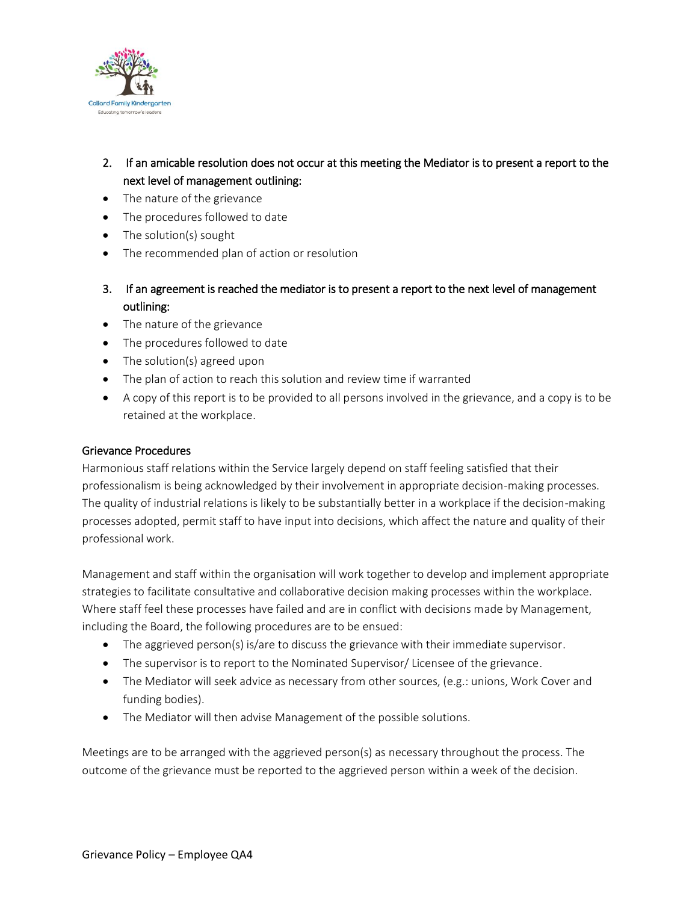2. If an amicable resolution does not occur at this meeting the Mediator is to present a report to the next level of management outlining:

- The nature of the grievance
- The procedures followed to date
- The solution(s) sought
- The recommended plan of action or resolution

3. If an agreement is reached the mediator is to present a report to the next level of management outlining:

- The nature of the grievance
- The procedures followed to date
- The solution(s) agreed upon
- The plan of action to reach this solution and review time if warranted
- A copy of this report is to be provided to all persons involved in the grievance, and a copy is to be retained at the workplace.

### Grievance Procedures

Harmonious staff relations within the Service largely depend on staff feeling satisfied that their professionalism is being acknowledged by their involvement in appropriate decision-making processes. The quality of industrial relations is likely to be substantially better in a workplace if the decision-making processes adopted, permit staff to have input into decisions, which affect the nature and quality of their professional work.

Management and staff within the organisation will work together to develop and implement appropriate strategies to facilitate consultative and collaborative decision making processes within the workplace. Where staff feel these processes have failed and are in conflict with decisions made by Management, including the Board, the following procedures are to be ensued:

- The aggrieved person(s) is/are to discuss the grievance with their immediate supervisor.
- The supervisor is to report to the Nominated Supervisor/ Licensee of the grievance.
- The Mediator will seek advice as necessary from other sources, (e.g.: unions, Work Cover and funding bodies).
- The Mediator will then advise Management of the possible solutions.

Meetings are to be arranged with the aggrieved person(s) as necessary throughout the process. The outcome of the grievance must be reported to the aggrieved person within a week of the decision.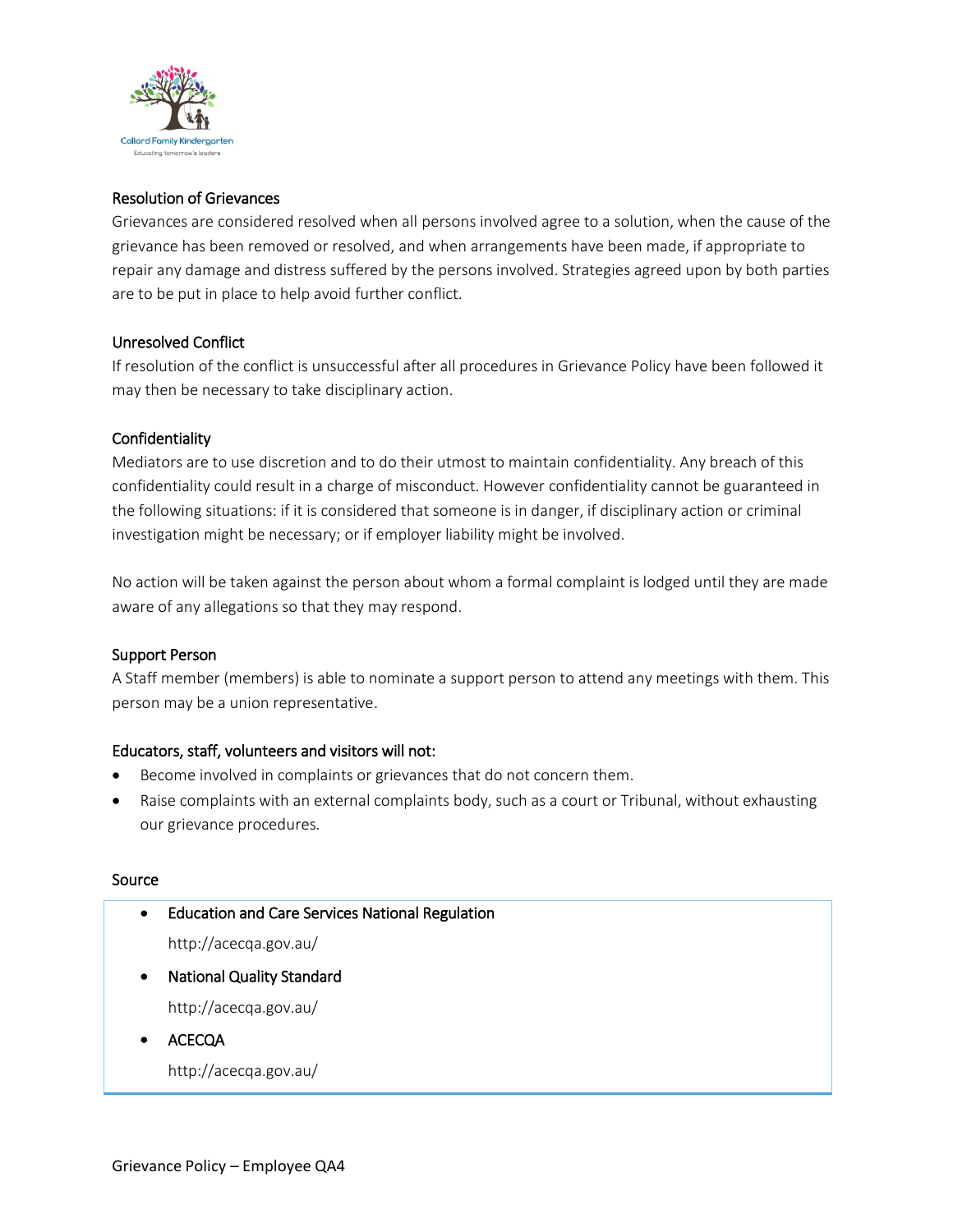### Resolution of Grievances

Grievances are considered resolved when all persons involved agree to a solution, when the cause of the grievance has been removed or resolved, and when arrangements have been made, if appropriate to repair any damage and distress suffered by the persons involved. Strategies agreed upon by both parties are to be put in place to help avoid further conflict.

### Unresolved Conflict

If resolution of the conflict is unsuccessful after all procedures in Grievance Policy have been followed it may then be necessary to take disciplinary action.

### Confidentiality

Mediators are to use discretion and to do their utmost to maintain confidentiality. Any breach of this confidentiality could result in a charge of misconduct. However confidentiality cannot be guaranteed in the following situations: if it is considered that someone is in danger, if disciplinary action or criminal investigation might be necessary; or if employer liability might be involved.

No action will be taken against the person about whom a formal complaint is lodged until they are made aware of any allegations so that they may respond.

### Support Person

A Staff member (members) is able to nominate a support person to attend any meetings with them. This person may be a union representative.

### Educators, staff, volunteers and visitors will not:

- Become involved in complaints or grievances that do not concern them.
- Raise complaints with an external complaints body, such as a court or Tribunal, without exhausting our grievance procedures.

### Source

- Education and Care Services National Regulation

  http://acecqa.gov.au/

- National Quality Standard

  http://acecqa.gov.au/

- ACECQA

  http://acecqa.gov.au/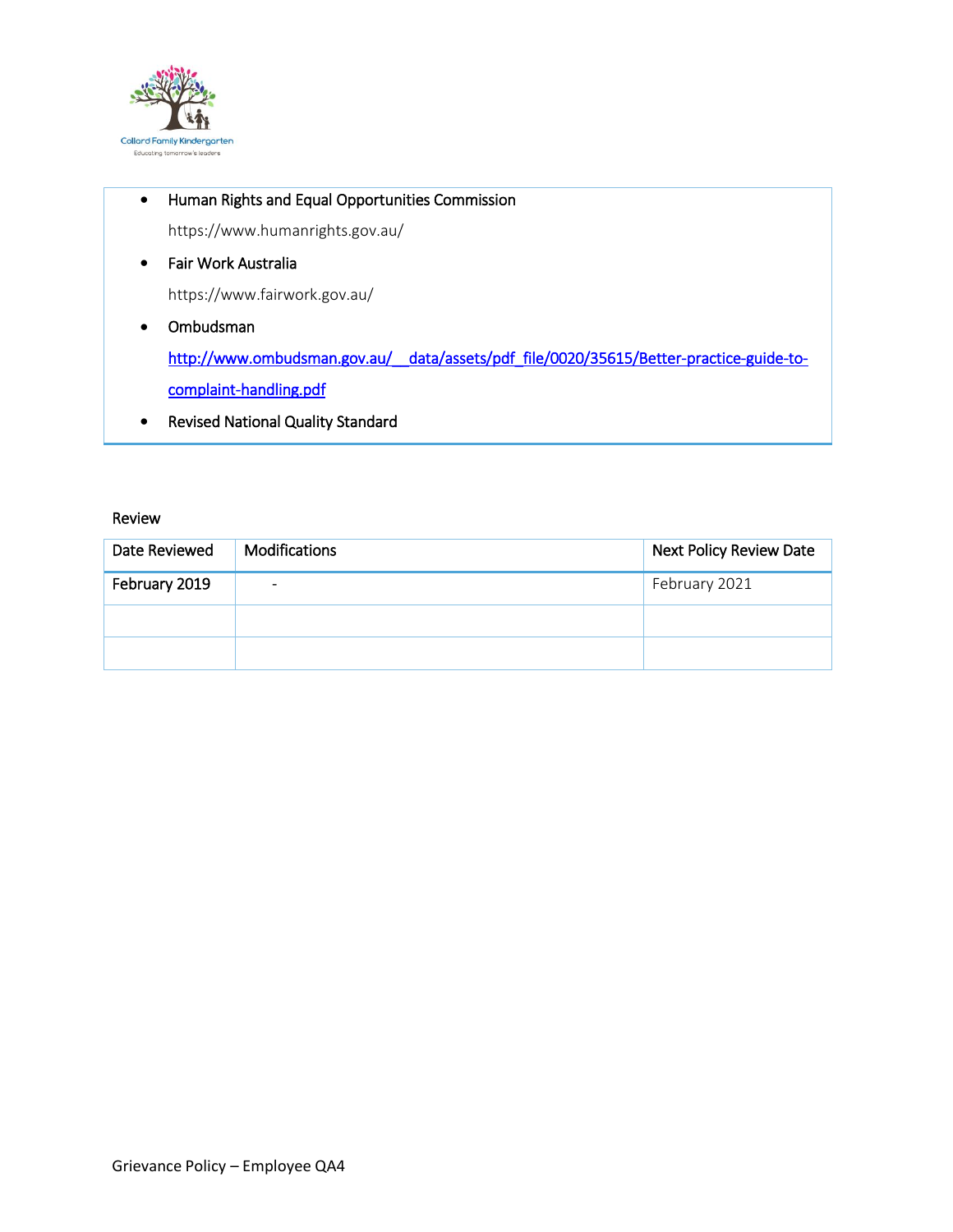- Human Rights and Equal Opportunities Commission

  https://www.humanrights.gov.au/

- Fair Work Australia

  https://www.fairwork.gov.au/

- Ombudsman

  http://www.ombudsman.gov.au/__data/assets/pdf_file/0020/35615/Better-practice-guide-to-complaint-handling.pdf

- Revised National Quality Standard

Review

| Date Reviewed | Modifications | Next Policy Review Date |
|---|---|---|
| February 2019 | - | February 2021 |
| | | |
| | | |

Grievance Policy – Employee QA4